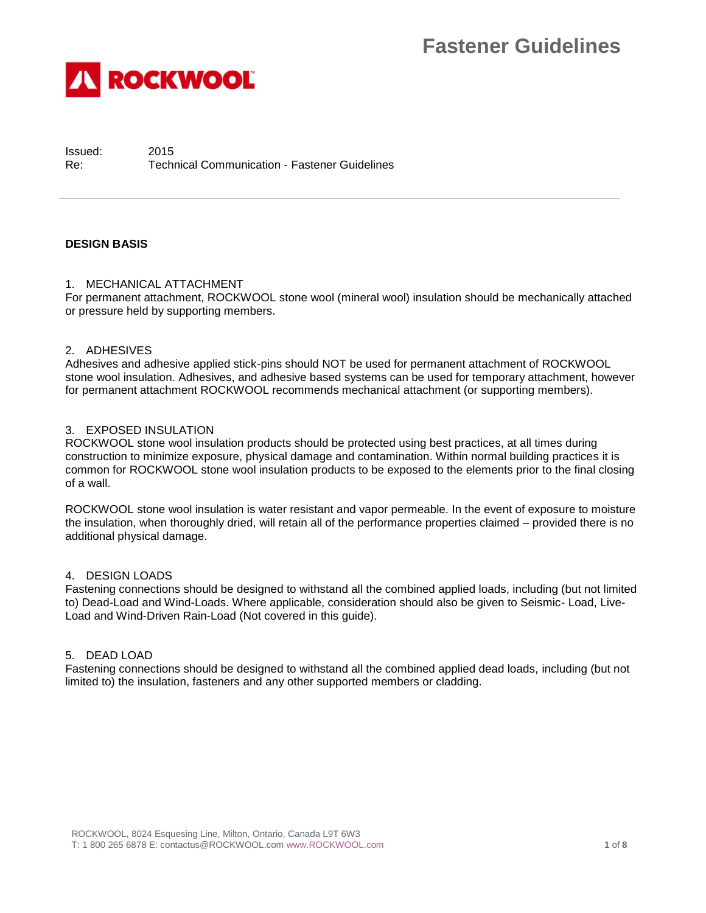# Fastener Guidelines

ROCKWOOL

Issued: 2015
Re: Technical Communication - Fastener Guidelines

---

**DESIGN BASIS**

1. MECHANICAL ATTACHMENT

For permanent attachment, ROCKWOOL stone wool (mineral wool) insulation should be mechanically attached or pressure held by supporting members.

2. ADHESIVES

Adhesives and adhesive applied stick-pins should NOT be used for permanent attachment of ROCKWOOL stone wool insulation. Adhesives, and adhesive based systems can be used for temporary attachment, however for permanent attachment ROCKWOOL recommends mechanical attachment (or supporting members).

3. EXPOSED INSULATION

ROCKWOOL stone wool insulation products should be protected using best practices, at all times during construction to minimize exposure, physical damage and contamination. Within normal building practices it is common for ROCKWOOL stone wool insulation products to be exposed to the elements prior to the final closing of a wall.

ROCKWOOL stone wool insulation is water resistant and vapor permeable. In the event of exposure to moisture the insulation, when thoroughly dried, will retain all of the performance properties claimed – provided there is no additional physical damage.

4. DESIGN LOADS

Fastening connections should be designed to withstand all the combined applied loads, including (but not limited to) Dead-Load and Wind-Loads. Where applicable, consideration should also be given to Seismic- Load, Live-Load and Wind-Driven Rain-Load (Not covered in this guide).

5. DEAD LOAD

Fastening connections should be designed to withstand all the combined applied dead loads, including (but not limited to) the insulation, fasteners and any other supported members or cladding.

ROCKWOOL, 8024 Esquesing Line, Milton, Ontario, Canada L9T 6W3
T: 1 800 265 6878 E: contactus@ROCKWOOL.com www.ROCKWOOL.com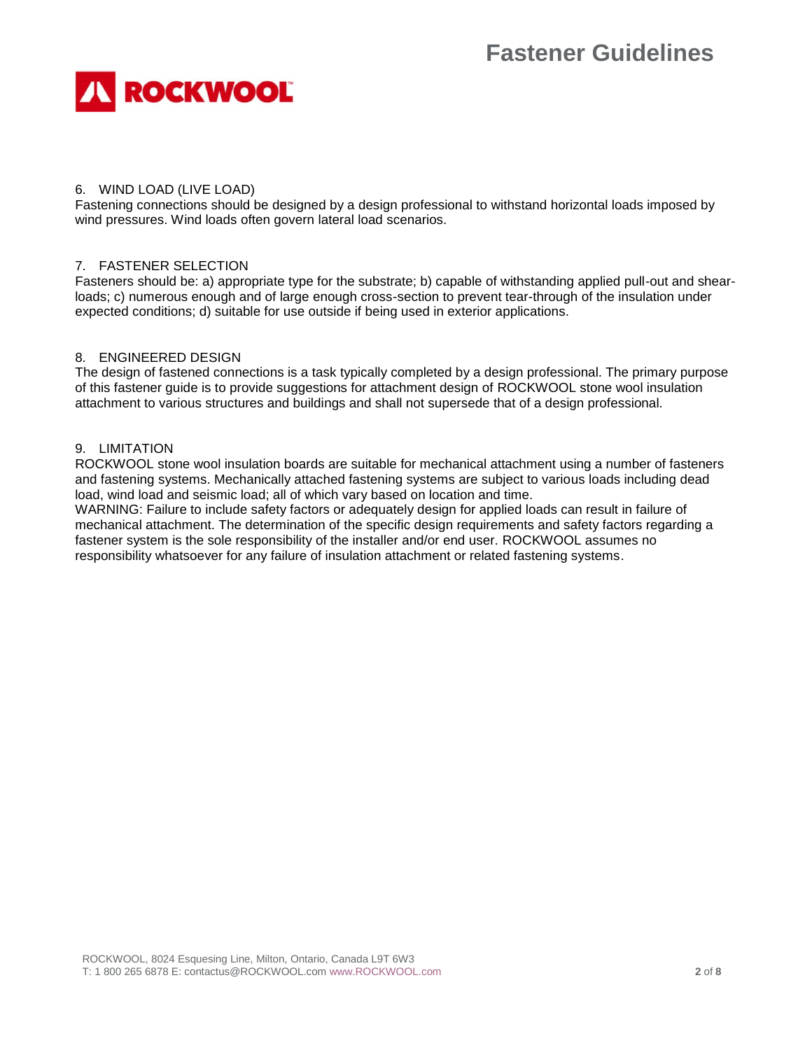## 6. WIND LOAD (LIVE LOAD)

Fastening connections should be designed by a design professional to withstand horizontal loads imposed by wind pressures. Wind loads often govern lateral load scenarios.

## 7. FASTENER SELECTION

Fasteners should be: a) appropriate type for the substrate; b) capable of withstanding applied pull-out and shear-loads; c) numerous enough and of large enough cross-section to prevent tear-through of the insulation under expected conditions; d) suitable for use outside if being used in exterior applications.

## 8. ENGINEERED DESIGN

The design of fastened connections is a task typically completed by a design professional. The primary purpose of this fastener guide is to provide suggestions for attachment design of ROCKWOOL stone wool insulation attachment to various structures and buildings and shall not supersede that of a design professional.

## 9. LIMITATION

ROCKWOOL stone wool insulation boards are suitable for mechanical attachment using a number of fasteners and fastening systems. Mechanically attached fastening systems are subject to various loads including dead load, wind load and seismic load; all of which vary based on location and time.

WARNING: Failure to include safety factors or adequately design for applied loads can result in failure of mechanical attachment. The determination of the specific design requirements and safety factors regarding a fastener system is the sole responsibility of the installer and/or end user. ROCKWOOL assumes no responsibility whatsoever for any failure of insulation attachment or related fastening systems.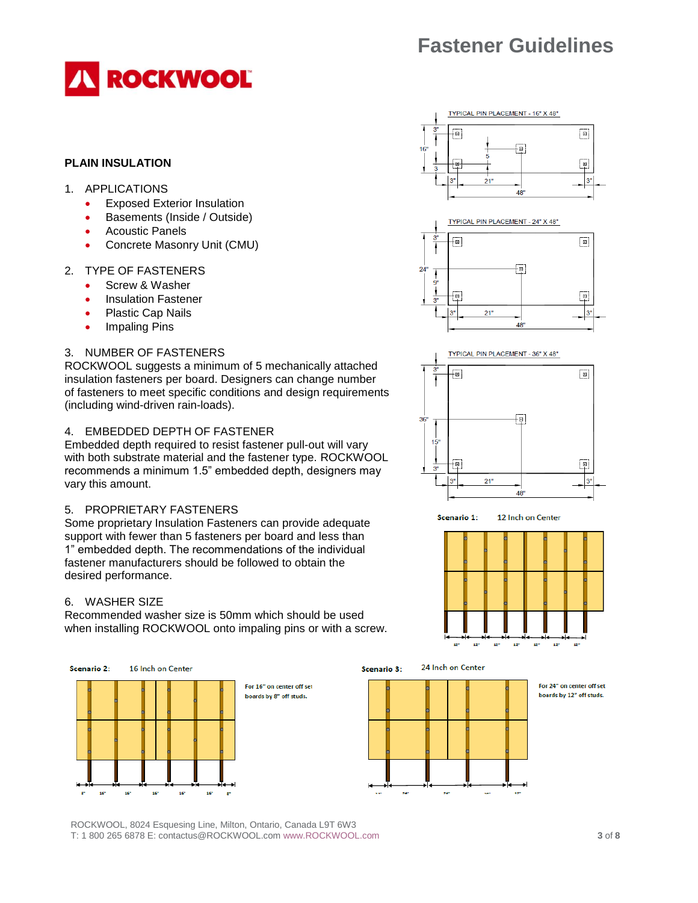# Fastener Guidelines

## PLAIN INSUALTION

1. APPLICATIONS
   - Exposed Exterior Insulation
   - Basements (Inside / Outside)
   - Acoustic Panels
   - Concrete Masonry Unit (CMU)

2. TYPE OF FASTENERS
   - Screw & Washer
   - Insulation Fastener
   - Plastic Cap Nails
   - Impaling Pins

3. NUMBER OF FASTENERS

ROCKWOOL suggests a minimum of 5 mechanically attached insulation fasteners per board. Designers can change number of fasteners to meet specific conditions and design requirements (including wind-driven rain-loads).

4. EMBEDDED DEPTH OF FASTENER

Embedded depth required to resist fastener pull-out will vary with both substrate material and the fastener type. ROCKWOOL recommends a minimum 1.5" embedded depth, designers may vary this amount.

5. PROPRIETARY FASTENERS

Some proprietary Insulation Fasteners can provide adequate support with fewer than 5 fasteners per board and less than 1" embedded depth. The recommendations of the individual fastener manufacturers should be followed to obtain the desired performance.

6. WASHER SIZE

Recommended washer size is 50mm which should be used when installing ROCKWOOL onto impaling pins or with a screw.

TYPICAL PIN PLACEMENT - 16" X 48"

TYPICAL PIN PLACEMENT - 24" X 48"

TYPICAL PIN PLACEMENT - 36" X 48"

Scenario 1: 12 Inch on Center

Scenario 2: 16 Inch on Center

For 16" on center off set boards by 8" off studs.

Scenario 3: 24 Inch on Center

For 24" on center off set boards by 12" off studs.

ROCKWOOL, 8024 Esquesing Line, Milton, Ontario, Canada L9T 6W3
T: 1 800 265 6878 E: contactus@ROCKWOOL.com www.ROCKWOOL.com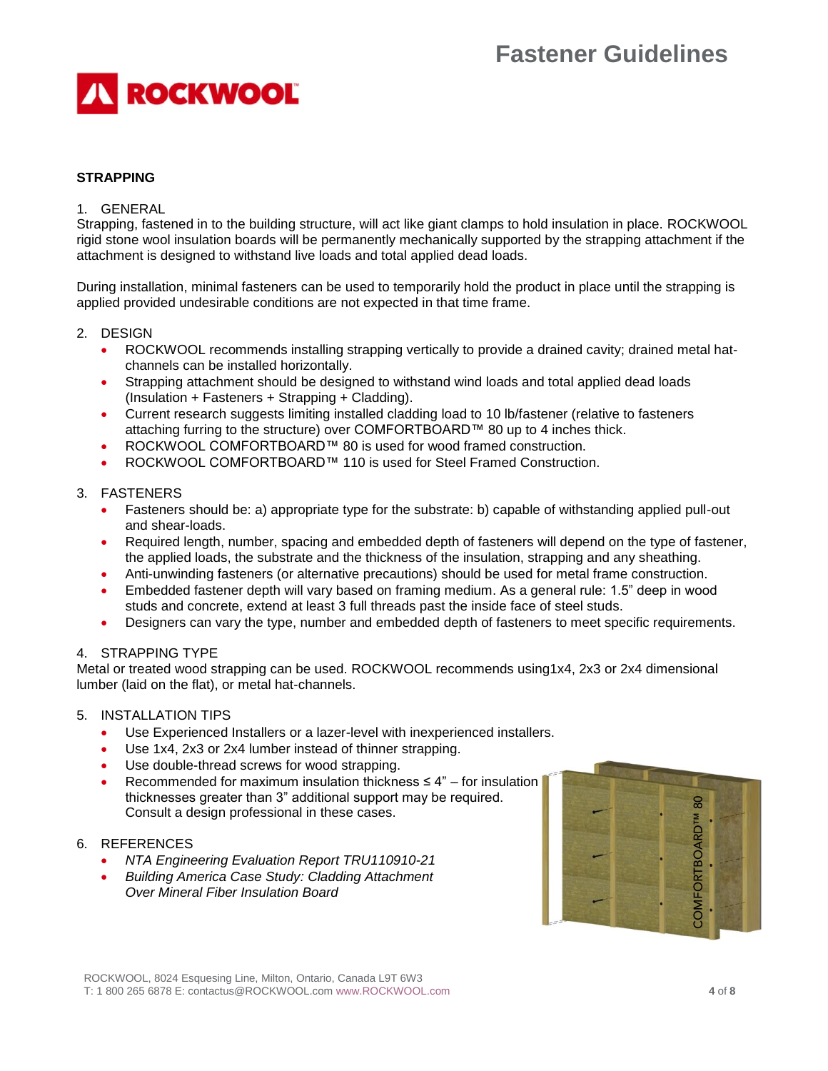**STRAPPING**

1. GENERAL

Strapping, fastened in to the building structure, will act like giant clamps to hold insulation in place. ROCKWOOL rigid stone wool insulation boards will be permanently mechanically supported by the strapping attachment if the attachment is designed to withstand live loads and total applied dead loads.

During installation, minimal fasteners can be used to temporarily hold the product in place until the strapping is applied provided undesirable conditions are not expected in that time frame.

2. DESIGN
   - ROCKWOOL recommends installing strapping vertically to provide a drained cavity; drained metal hat-channels can be installed horizontally.
   - Strapping attachment should be designed to withstand wind loads and total applied dead loads (Insulation + Fasteners + Strapping + Cladding).
   - Current research suggests limiting installed cladding load to 10 lb/fastener (relative to fasteners attaching furring to the structure) over COMFORTBOARD™ 80 up to 4 inches thick.
   - ROCKWOOL COMFORTBOARD™ 80 is used for wood framed construction.
   - ROCKWOOL COMFORTBOARD™ 110 is used for Steel Framed Construction.

3. FASTENERS
   - Fasteners should be: a) appropriate type for the substrate: b) capable of withstanding applied pull-out and shear-loads.
   - Required length, number, spacing and embedded depth of fasteners will depend on the type of fastener, the applied loads, the substrate and the thickness of the insulation, strapping and any sheathing.
   - Anti-unwinding fasteners (or alternative precautions) should be used for metal frame construction.
   - Embedded fastener depth will vary based on framing medium. As a general rule: 1.5" deep in wood studs and concrete, extend at least 3 full threads past the inside face of steel studs.
   - Designers can vary the type, number and embedded depth of fasteners to meet specific requirements.

4. STRAPPING TYPE

Metal or treated wood strapping can be used. ROCKWOOL recommends using1x4, 2x3 or 2x4 dimensional lumber (laid on the flat), or metal hat-channels.

5. INSTALLATION TIPS
   - Use Experienced Installers or a lazer-level with inexperienced installers.
   - Use 1x4, 2x3 or 2x4 lumber instead of thinner strapping.
   - Use double-thread screws for wood strapping.
   - Recommended for maximum insulation thickness ≤ 4" – for insulation thicknesses greater than 3" additional support may be required. Consult a design professional in these cases.

6. REFERENCES
   - *NTA Engineering Evaluation Report TRU110910-21*
   - *Building America Case Study: Cladding Attachment Over Mineral Fiber Insulation Board*

ROCKWOOL, 8024 Esquesing Line, Milton, Ontario, Canada L9T 6W3
T: 1 800 265 6878 E: contactus@ROCKWOOL.com www.ROCKWOOL.com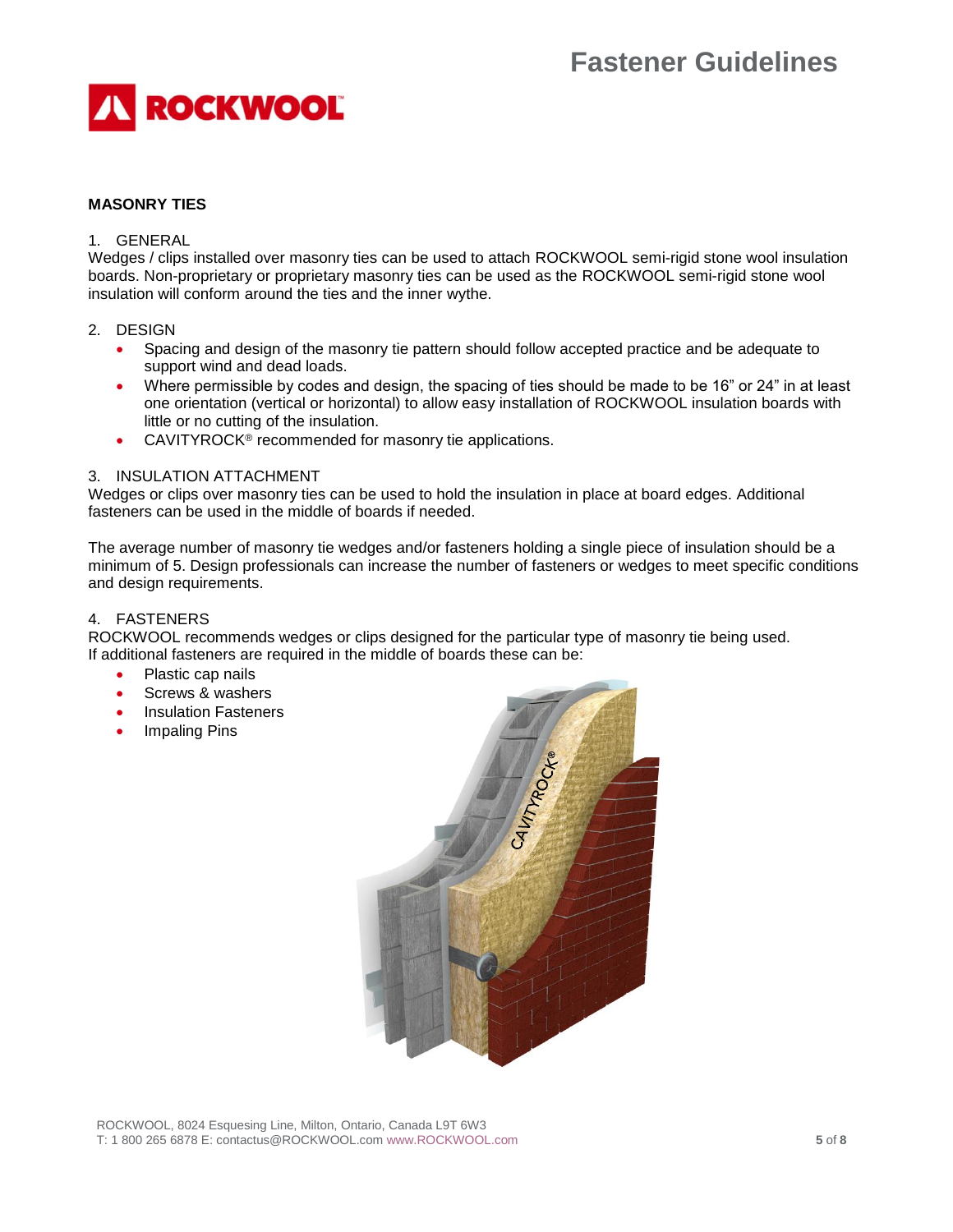## MASONRY TIES

1. GENERAL

Wedges / clips installed over masonry ties can be used to attach ROCKWOOL semi-rigid stone wool insulation boards. Non-proprietary or proprietary masonry ties can be used as the ROCKWOOL semi-rigid stone wool insulation will conform around the ties and the inner wythe.

2. DESIGN

- Spacing and design of the masonry tie pattern should follow accepted practice and be adequate to support wind and dead loads.
- Where permissible by codes and design, the spacing of ties should be made to be 16" or 24" in at least one orientation (vertical or horizontal) to allow easy installation of ROCKWOOL insulation boards with little or no cutting of the insulation.
- CAVITYROCK® recommended for masonry tie applications.

3. INSULATION ATTACHMENT

Wedges or clips over masonry ties can be used to hold the insulation in place at board edges. Additional fasteners can be used in the middle of boards if needed.

The average number of masonry tie wedges and/or fasteners holding a single piece of insulation should be a minimum of 5. Design professionals can increase the number of fasteners or wedges to meet specific conditions and design requirements.

4. FASTENERS

ROCKWOOL recommends wedges or clips designed for the particular type of masonry tie being used. If additional fasteners are required in the middle of boards these can be:

- Plastic cap nails
- Screws & washers
- Insulation Fasteners
- Impaling Pins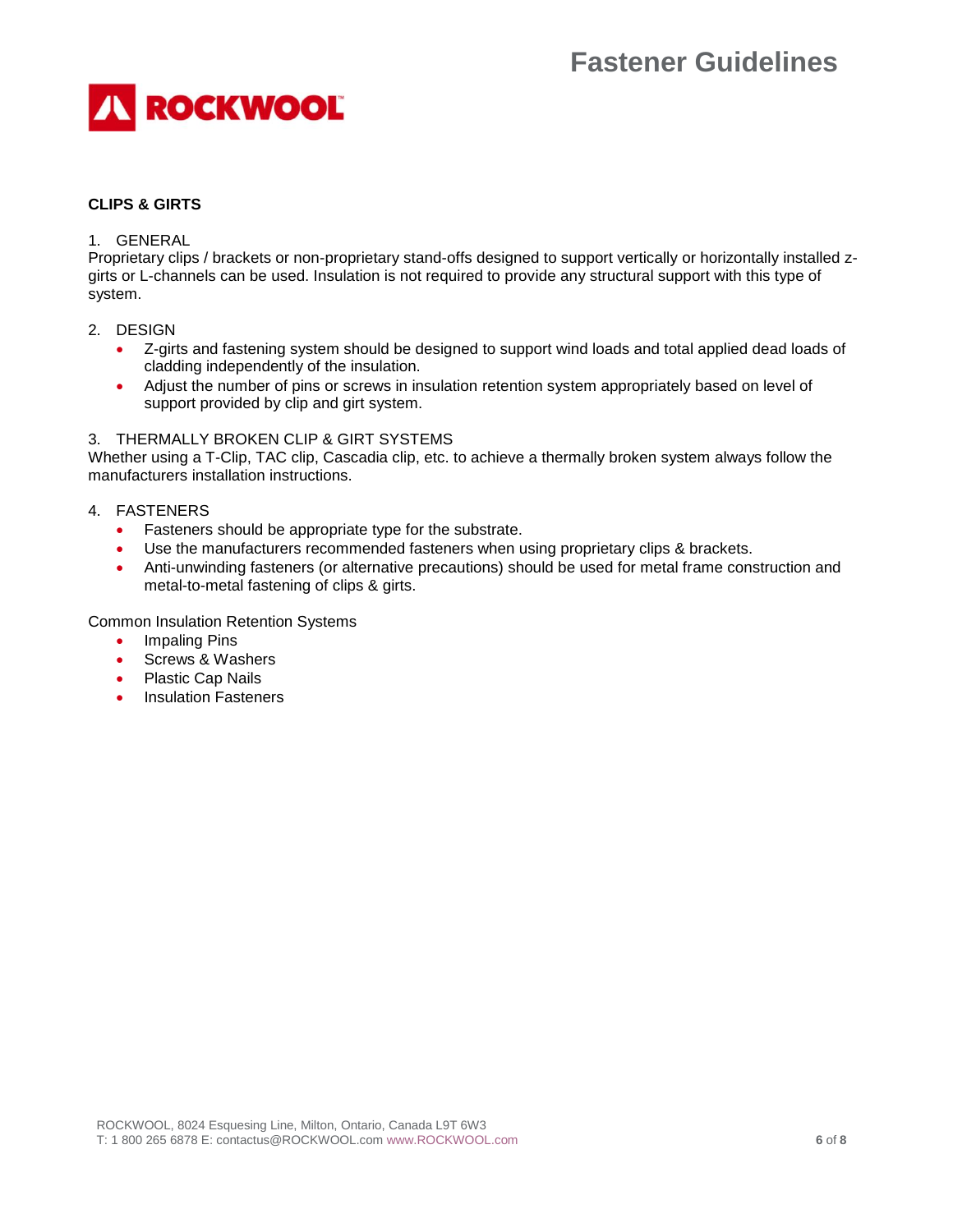## CLIPS & GIRTS

1. GENERAL

Proprietary clips / brackets or non-proprietary stand-offs designed to support vertically or horizontally installed z-girts or L-channels can be used. Insulation is not required to provide any structural support with this type of system.

2. DESIGN

- Z-girts and fastening system should be designed to support wind loads and total applied dead loads of cladding independently of the insulation.
- Adjust the number of pins or screws in insulation retention system appropriately based on level of support provided by clip and girt system.

3. THERMALLY BROKEN CLIP & GIRT SYSTEMS

Whether using a T-Clip, TAC clip, Cascadia clip, etc. to achieve a thermally broken system always follow the manufacturers installation instructions.

4. FASTENERS

- Fasteners should be appropriate type for the substrate.
- Use the manufacturers recommended fasteners when using proprietary clips & brackets.
- Anti-unwinding fasteners (or alternative precautions) should be used for metal frame construction and metal-to-metal fastening of clips & girts.

Common Insulation Retention Systems

- Impaling Pins
- Screws & Washers
- Plastic Cap Nails
- Insulation Fasteners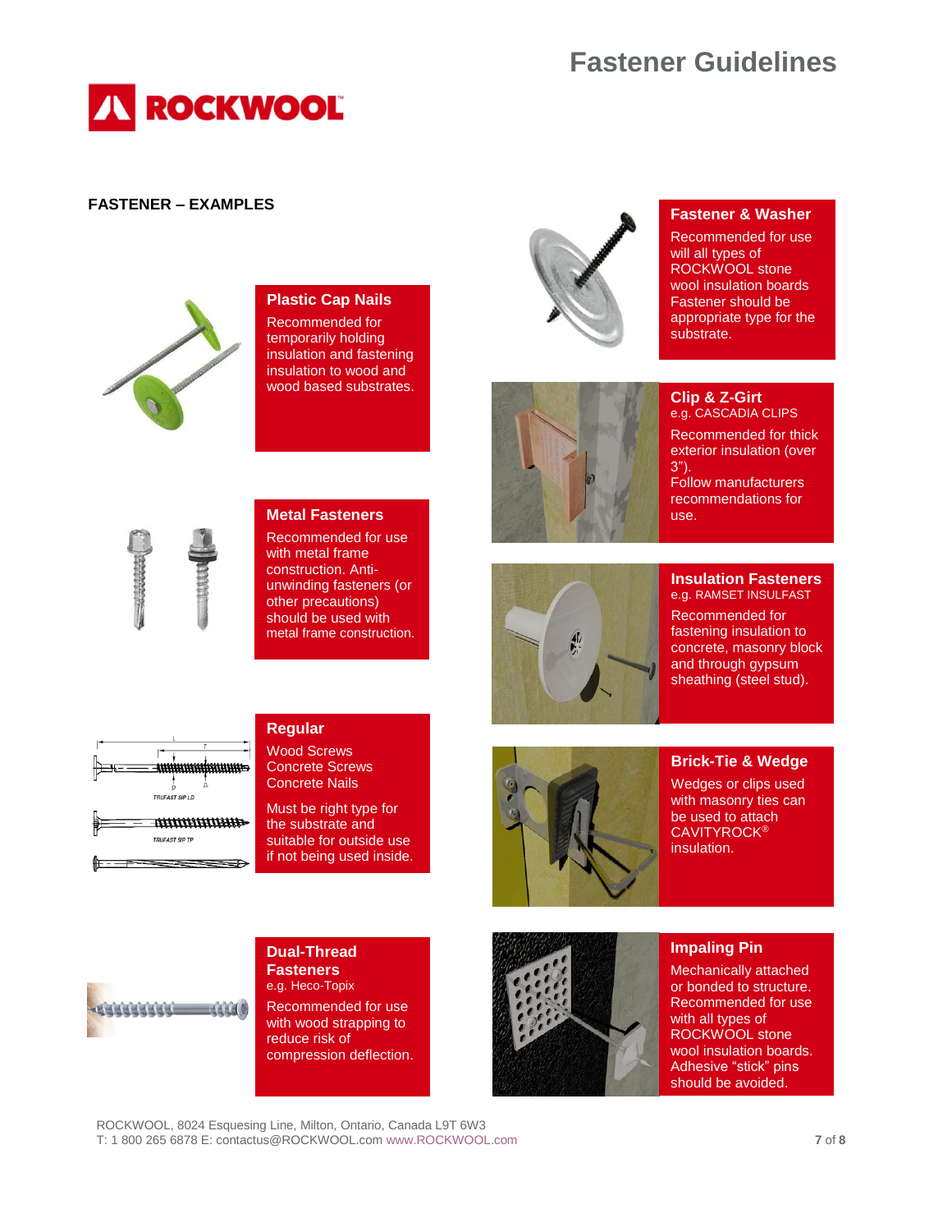# Fastener Guidelines

## FASTENER – EXAMPLES

### Plastic Cap Nails

Recommended for temporarily holding insulation and fastening insulation to wood and wood based substrates.

### Metal Fasteners

Recommended for use with metal frame construction. Anti-unwinding fasteners (or other precautions) should be used with metal frame construction.

### Regular

Wood Screws
Concrete Screws
Concrete Nails

Must be right type for the substrate and suitable for outside use if not being used inside.

### Dual-Thread Fasteners

e.g. Heco-Topix

Recommended for use with wood strapping to reduce risk of compression deflection.

### Fastener & Washer

Recommended for use will all types of ROCKWOOL stone wool insulation boards Fastener should be appropriate type for the substrate.

### Clip & Z-Girt

e.g. CASCADIA CLIPS

Recommended for thick exterior insulation (over 3").
Follow manufacturers recommendations for use.

### Insulation Fasteners

e.g. RAMSET INSULFAST

Recommended for fastening insulation to concrete, masonry block and through gypsum sheathing (steel stud).

### Brick-Tie & Wedge

Wedges or clips used with masonry ties can be used to attach CAVITYROCK® insulation.

### Impaling Pin

Mechanically attached or bonded to structure. Recommended for use with all types of ROCKWOOL stone wool insulation boards. Adhesive "stick" pins should be avoided.

ROCKWOOL, 8024 Esquesing Line, Milton, Ontario, Canada L9T 6W3
T: 1 800 265 6878 E: contactus@ROCKWOOL.com www.ROCKWOOL.com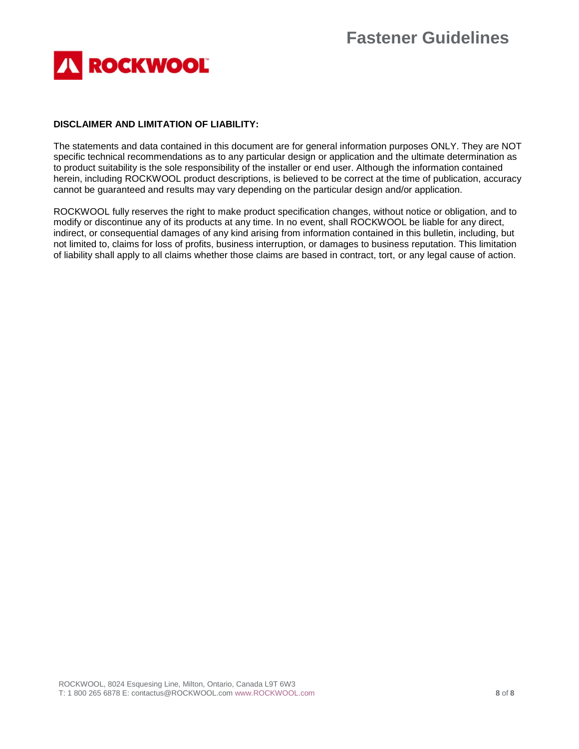**DISCLAIMER AND LIMITATION OF LIABILITY:**

The statements and data contained in this document are for general information purposes ONLY. They are NOT specific technical recommendations as to any particular design or application and the ultimate determination as to product suitability is the sole responsibility of the installer or end user. Although the information contained herein, including ROCKWOOL product descriptions, is believed to be correct at the time of publication, accuracy cannot be guaranteed and results may vary depending on the particular design and/or application.

ROCKWOOL fully reserves the right to make product specification changes, without notice or obligation, and to modify or discontinue any of its products at any time. In no event, shall ROCKWOOL be liable for any direct, indirect, or consequential damages of any kind arising from information contained in this bulletin, including, but not limited to, claims for loss of profits, business interruption, or damages to business reputation. This limitation of liability shall apply to all claims whether those claims are based in contract, tort, or any legal cause of action.